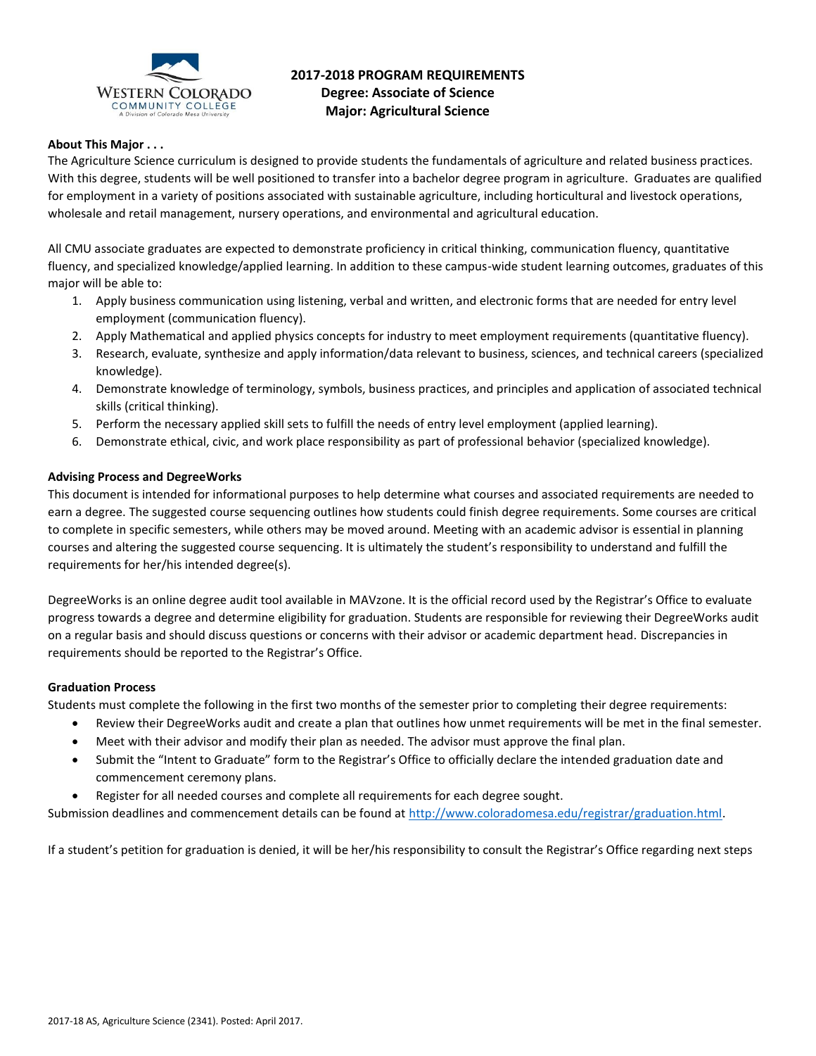# 2017-2018 PROGRAM REQUIREMENTS
## Degree: Associate of Science
## Major: Agricultural Science

**About This Major . . .**

The Agriculture Science curriculum is designed to provide students the fundamentals of agriculture and related business practices. With this degree, students will be well positioned to transfer into a bachelor degree program in agriculture. Graduates are qualified for employment in a variety of positions associated with sustainable agriculture, including horticultural and livestock operations, wholesale and retail management, nursery operations, and environmental and agricultural education.

All CMU associate graduates are expected to demonstrate proficiency in critical thinking, communication fluency, quantitative fluency, and specialized knowledge/applied learning. In addition to these campus-wide student learning outcomes, graduates of this major will be able to:

1. Apply business communication using listening, verbal and written, and electronic forms that are needed for entry level employment (communication fluency).
2. Apply Mathematical and applied physics concepts for industry to meet employment requirements (quantitative fluency).
3. Research, evaluate, synthesize and apply information/data relevant to business, sciences, and technical careers (specialized knowledge).
4. Demonstrate knowledge of terminology, symbols, business practices, and principles and application of associated technical skills (critical thinking).
5. Perform the necessary applied skill sets to fulfill the needs of entry level employment (applied learning).
6. Demonstrate ethical, civic, and work place responsibility as part of professional behavior (specialized knowledge).

**Advising Process and DegreeWorks**

This document is intended for informational purposes to help determine what courses and associated requirements are needed to earn a degree. The suggested course sequencing outlines how students could finish degree requirements. Some courses are critical to complete in specific semesters, while others may be moved around. Meeting with an academic advisor is essential in planning courses and altering the suggested course sequencing. It is ultimately the student's responsibility to understand and fulfill the requirements for her/his intended degree(s).

DegreeWorks is an online degree audit tool available in MAVzone. It is the official record used by the Registrar's Office to evaluate progress towards a degree and determine eligibility for graduation. Students are responsible for reviewing their DegreeWorks audit on a regular basis and should discuss questions or concerns with their advisor or academic department head. Discrepancies in requirements should be reported to the Registrar's Office.

**Graduation Process**

Students must complete the following in the first two months of the semester prior to completing their degree requirements:

- Review their DegreeWorks audit and create a plan that outlines how unmet requirements will be met in the final semester.
- Meet with their advisor and modify their plan as needed. The advisor must approve the final plan.
- Submit the "Intent to Graduate" form to the Registrar's Office to officially declare the intended graduation date and commencement ceremony plans.
- Register for all needed courses and complete all requirements for each degree sought.

Submission deadlines and commencement details can be found at http://www.coloradomesa.edu/registrar/graduation.html.

If a student's petition for graduation is denied, it will be her/his responsibility to consult the Registrar's Office regarding next steps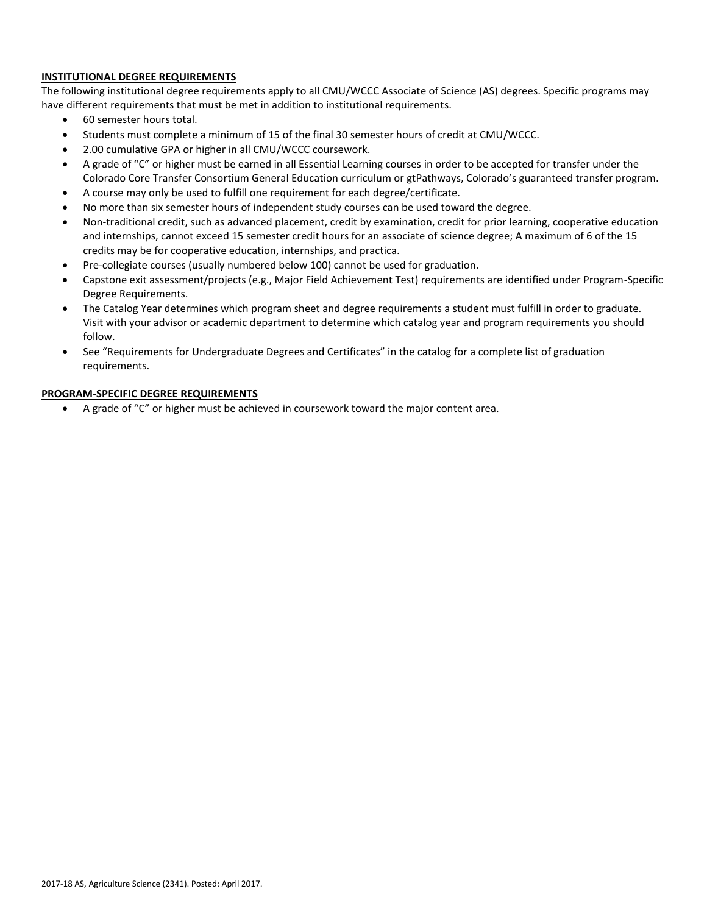**INSTITUTIONAL DEGREE REQUIREMENTS**

The following institutional degree requirements apply to all CMU/WCCC Associate of Science (AS) degrees. Specific programs may have different requirements that must be met in addition to institutional requirements.

- 60 semester hours total.
- Students must complete a minimum of 15 of the final 30 semester hours of credit at CMU/WCCC.
- 2.00 cumulative GPA or higher in all CMU/WCCC coursework.
- A grade of "C" or higher must be earned in all Essential Learning courses in order to be accepted for transfer under the Colorado Core Transfer Consortium General Education curriculum or gtPathways, Colorado's guaranteed transfer program.
- A course may only be used to fulfill one requirement for each degree/certificate.
- No more than six semester hours of independent study courses can be used toward the degree.
- Non-traditional credit, such as advanced placement, credit by examination, credit for prior learning, cooperative education and internships, cannot exceed 15 semester credit hours for an associate of science degree; A maximum of 6 of the 15 credits may be for cooperative education, internships, and practica.
- Pre-collegiate courses (usually numbered below 100) cannot be used for graduation.
- Capstone exit assessment/projects (e.g., Major Field Achievement Test) requirements are identified under Program-Specific Degree Requirements.
- The Catalog Year determines which program sheet and degree requirements a student must fulfill in order to graduate. Visit with your advisor or academic department to determine which catalog year and program requirements you should follow.
- See "Requirements for Undergraduate Degrees and Certificates" in the catalog for a complete list of graduation requirements.

**PROGRAM-SPECIFIC DEGREE REQUIREMENTS**

- A grade of "C" or higher must be achieved in coursework toward the major content area.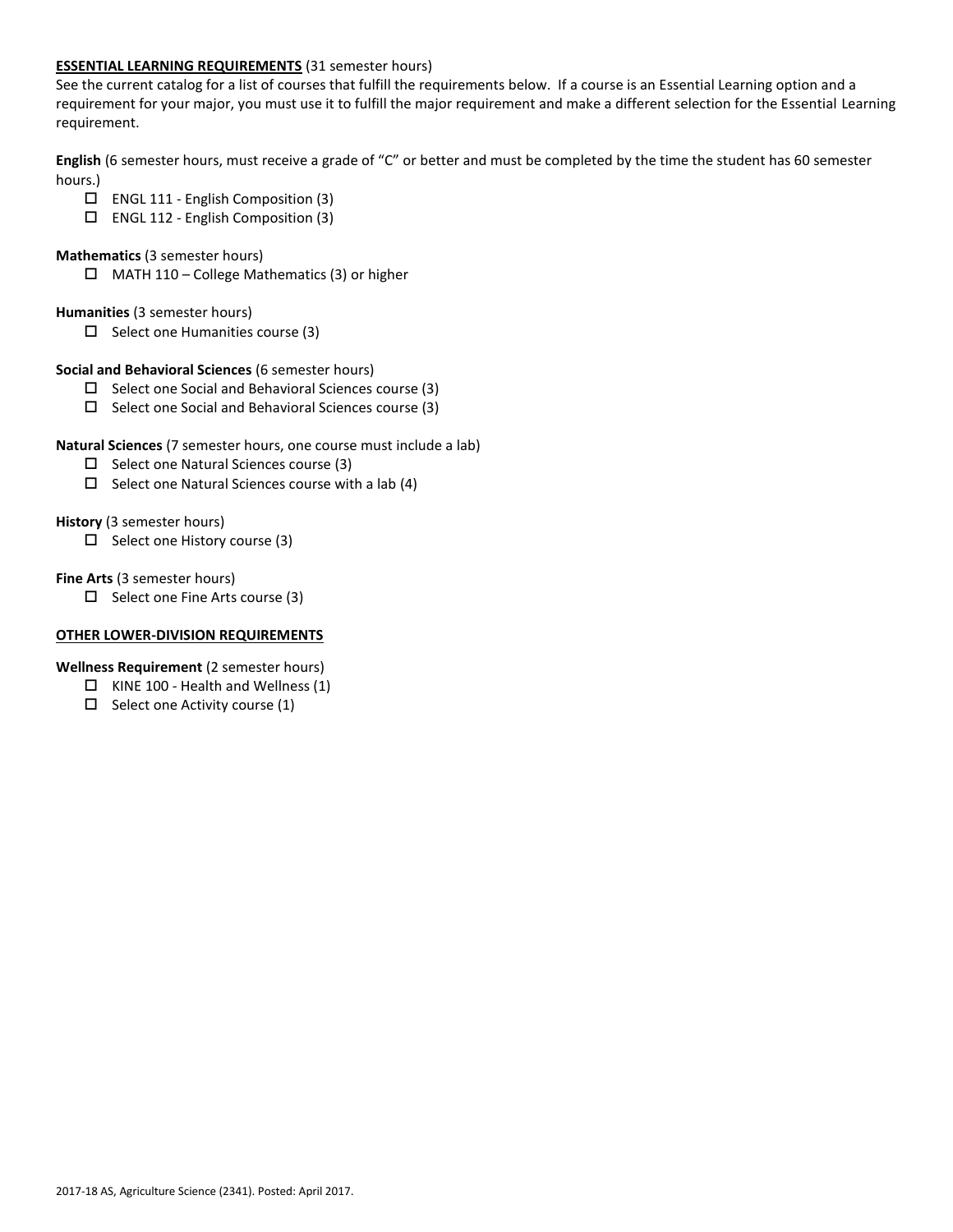**ESSENTIAL LEARNING REQUIREMENTS** (31 semester hours)

See the current catalog for a list of courses that fulfill the requirements below. If a course is an Essential Learning option and a requirement for your major, you must use it to fulfill the major requirement and make a different selection for the Essential Learning requirement.

**English** (6 semester hours, must receive a grade of "C" or better and must be completed by the time the student has 60 semester hours.)

- ☐ ENGL 111 - English Composition (3)
- ☐ ENGL 112 - English Composition (3)

**Mathematics** (3 semester hours)

- ☐ MATH 110 – College Mathematics (3) or higher

**Humanities** (3 semester hours)

- ☐ Select one Humanities course (3)

**Social and Behavioral Sciences** (6 semester hours)

- ☐ Select one Social and Behavioral Sciences course (3)
- ☐ Select one Social and Behavioral Sciences course (3)

**Natural Sciences** (7 semester hours, one course must include a lab)

- ☐ Select one Natural Sciences course (3)
- ☐ Select one Natural Sciences course with a lab (4)

**History** (3 semester hours)

- ☐ Select one History course (3)

**Fine Arts** (3 semester hours)

- ☐ Select one Fine Arts course (3)

**OTHER LOWER-DIVISION REQUIREMENTS**

**Wellness Requirement** (2 semester hours)

- ☐ KINE 100 - Health and Wellness (1)
- ☐ Select one Activity course (1)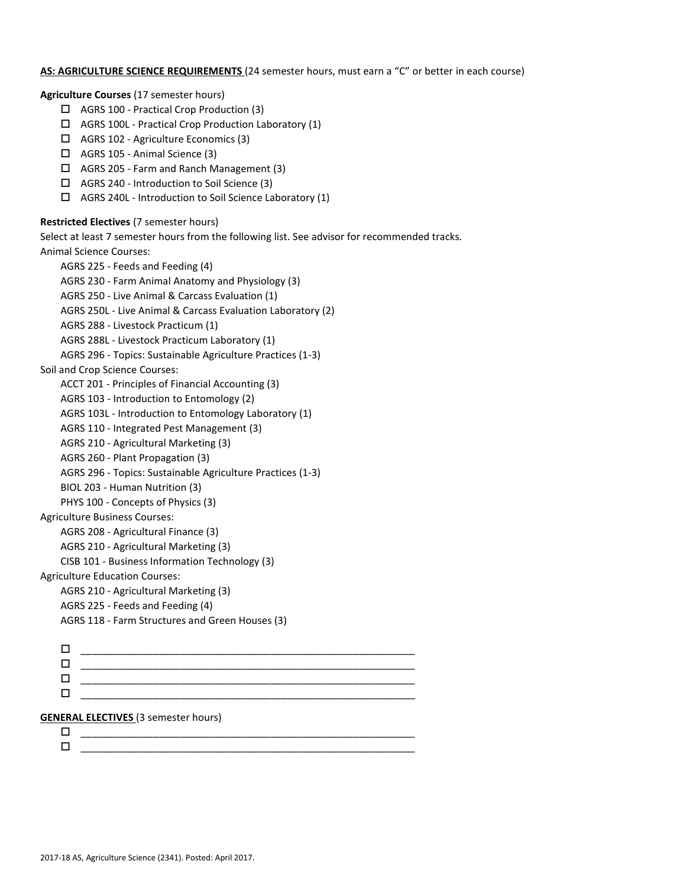**AS: AGRICULTURE SCIENCE REQUIREMENTS** (24 semester hours, must earn a "C" or better in each course)

**Agriculture Courses** (17 semester hours)

- ☐ AGRS 100 - Practical Crop Production (3)
- ☐ AGRS 100L - Practical Crop Production Laboratory (1)
- ☐ AGRS 102 - Agriculture Economics (3)
- ☐ AGRS 105 - Animal Science (3)
- ☐ AGRS 205 - Farm and Ranch Management (3)
- ☐ AGRS 240 - Introduction to Soil Science (3)
- ☐ AGRS 240L - Introduction to Soil Science Laboratory (1)

**Restricted Electives** (7 semester hours)

Select at least 7 semester hours from the following list. See advisor for recommended tracks.

Animal Science Courses:

- AGRS 225 - Feeds and Feeding (4)
- AGRS 230 - Farm Animal Anatomy and Physiology (3)
- AGRS 250 - Live Animal & Carcass Evaluation (1)
- AGRS 250L - Live Animal & Carcass Evaluation Laboratory (2)
- AGRS 288 - Livestock Practicum (1)
- AGRS 288L - Livestock Practicum Laboratory (1)
- AGRS 296 - Topics: Sustainable Agriculture Practices (1-3)

Soil and Crop Science Courses:

- ACCT 201 - Principles of Financial Accounting (3)
- AGRS 103 - Introduction to Entomology (2)
- AGRS 103L - Introduction to Entomology Laboratory (1)
- AGRS 110 - Integrated Pest Management (3)
- AGRS 210 - Agricultural Marketing (3)
- AGRS 260 - Plant Propagation (3)
- AGRS 296 - Topics: Sustainable Agriculture Practices (1-3)
- BIOL 203 - Human Nutrition (3)
- PHYS 100 - Concepts of Physics (3)

Agriculture Business Courses:

- AGRS 208 - Agricultural Finance (3)
- AGRS 210 - Agricultural Marketing (3)
- CISB 101 - Business Information Technology (3)

Agriculture Education Courses:

- AGRS 210 - Agricultural Marketing (3)
- AGRS 225 - Feeds and Feeding (4)
- AGRS 118 - Farm Structures and Green Houses (3)

- ☐ ______________________________________________
- ☐ ______________________________________________
- ☐ ______________________________________________
- ☐ ______________________________________________

**GENERAL ELECTIVES** (3 semester hours)

- ☐ ______________________________________________
- ☐ ______________________________________________

2017-18 AS, Agriculture Science (2341). Posted: April 2017.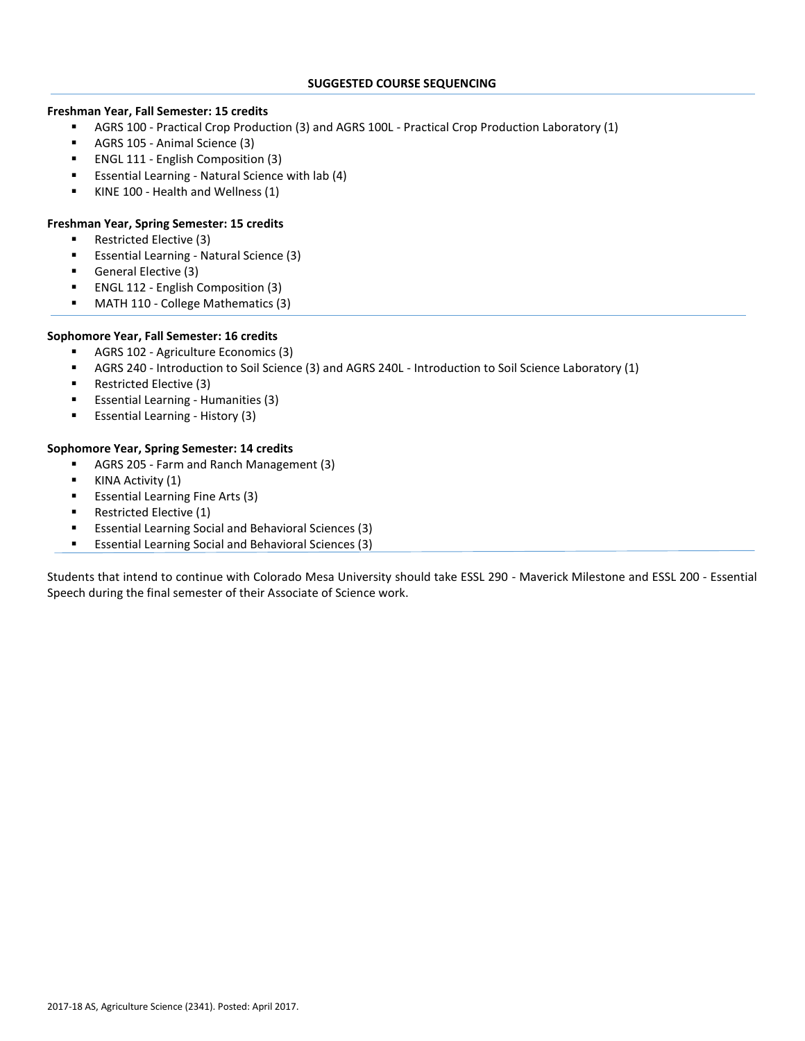## SUGGESTED COURSE SEQUENCING

**Freshman Year, Fall Semester: 15 credits**

- AGRS 100 - Practical Crop Production (3) and AGRS 100L - Practical Crop Production Laboratory (1)
- AGRS 105 - Animal Science (3)
- ENGL 111 - English Composition (3)
- Essential Learning - Natural Science with lab (4)
- KINE 100 - Health and Wellness (1)

**Freshman Year, Spring Semester: 15 credits**

- Restricted Elective (3)
- Essential Learning - Natural Science (3)
- General Elective (3)
- ENGL 112 - English Composition (3)
- MATH 110 - College Mathematics (3)

**Sophomore Year, Fall Semester: 16 credits**

- AGRS 102 - Agriculture Economics (3)
- AGRS 240 - Introduction to Soil Science (3) and AGRS 240L - Introduction to Soil Science Laboratory (1)
- Restricted Elective (3)
- Essential Learning - Humanities (3)
- Essential Learning - History (3)

**Sophomore Year, Spring Semester: 14 credits**

- AGRS 205 - Farm and Ranch Management (3)
- KINA Activity (1)
- Essential Learning Fine Arts (3)
- Restricted Elective (1)
- Essential Learning Social and Behavioral Sciences (3)
- Essential Learning Social and Behavioral Sciences (3)

Students that intend to continue with Colorado Mesa University should take ESSL 290 - Maverick Milestone and ESSL 200 - Essential Speech during the final semester of their Associate of Science work.